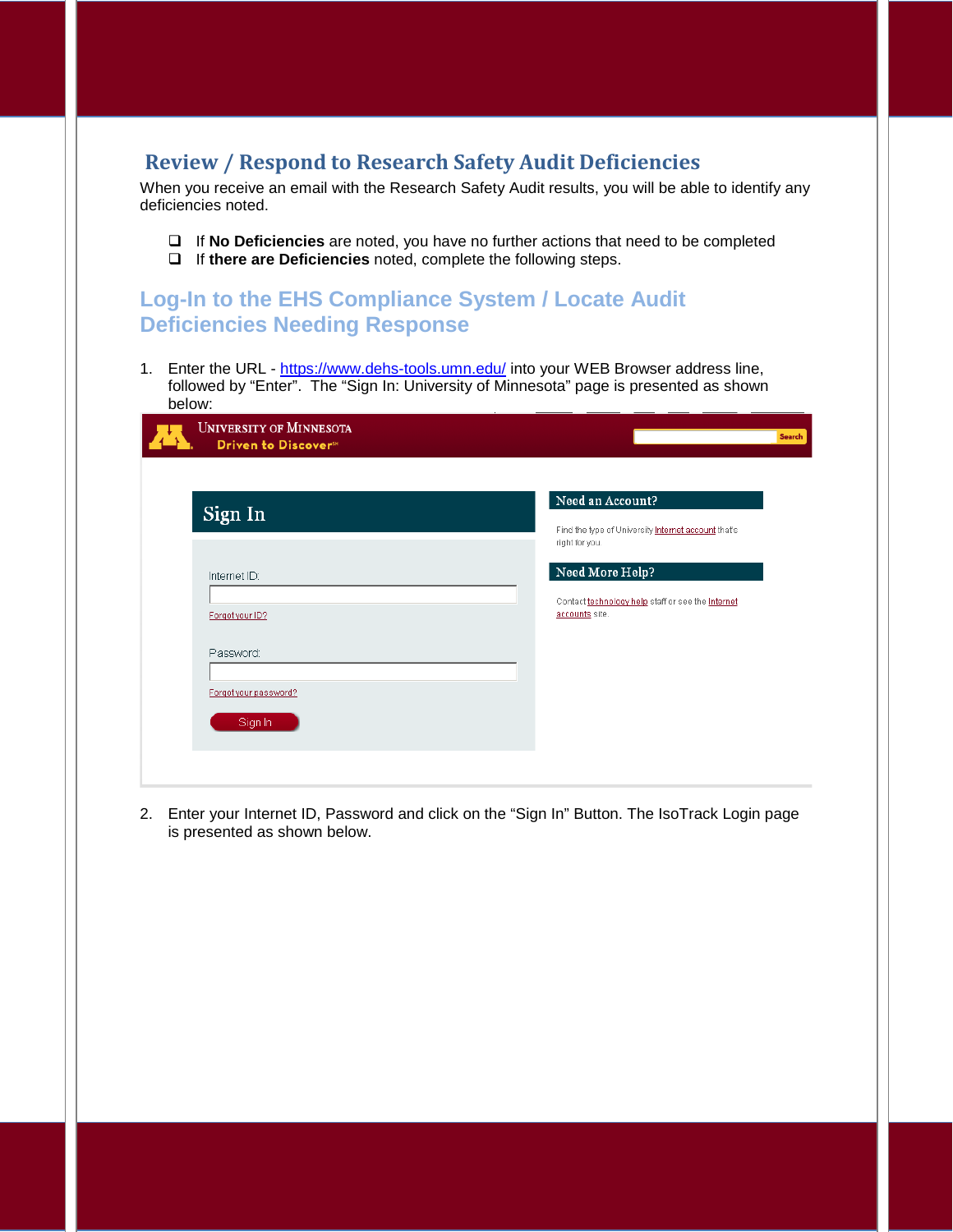# Review / Respond to Research Safety Audit Deficiencies

When you receive an email with the Research Safety Audit results, you will be able to identify any deficiencies noted.

- If **No Deficiencies** are noted, you have no further actions that need to be completed
- If **there are Deficiencies** noted, complete the following steps.

## Log-In to the EHS Compliance System / Locate Audit Deficiencies Needing Response

1. Enter the URL - https://www.dehs-tools.umn.edu/ into your WEB Browser address line, followed by "Enter". The "Sign In: University of Minnesota" page is presented as shown below:

2. Enter your Internet ID, Password and click on the "Sign In" Button. The IsoTrack Login page is presented as shown below.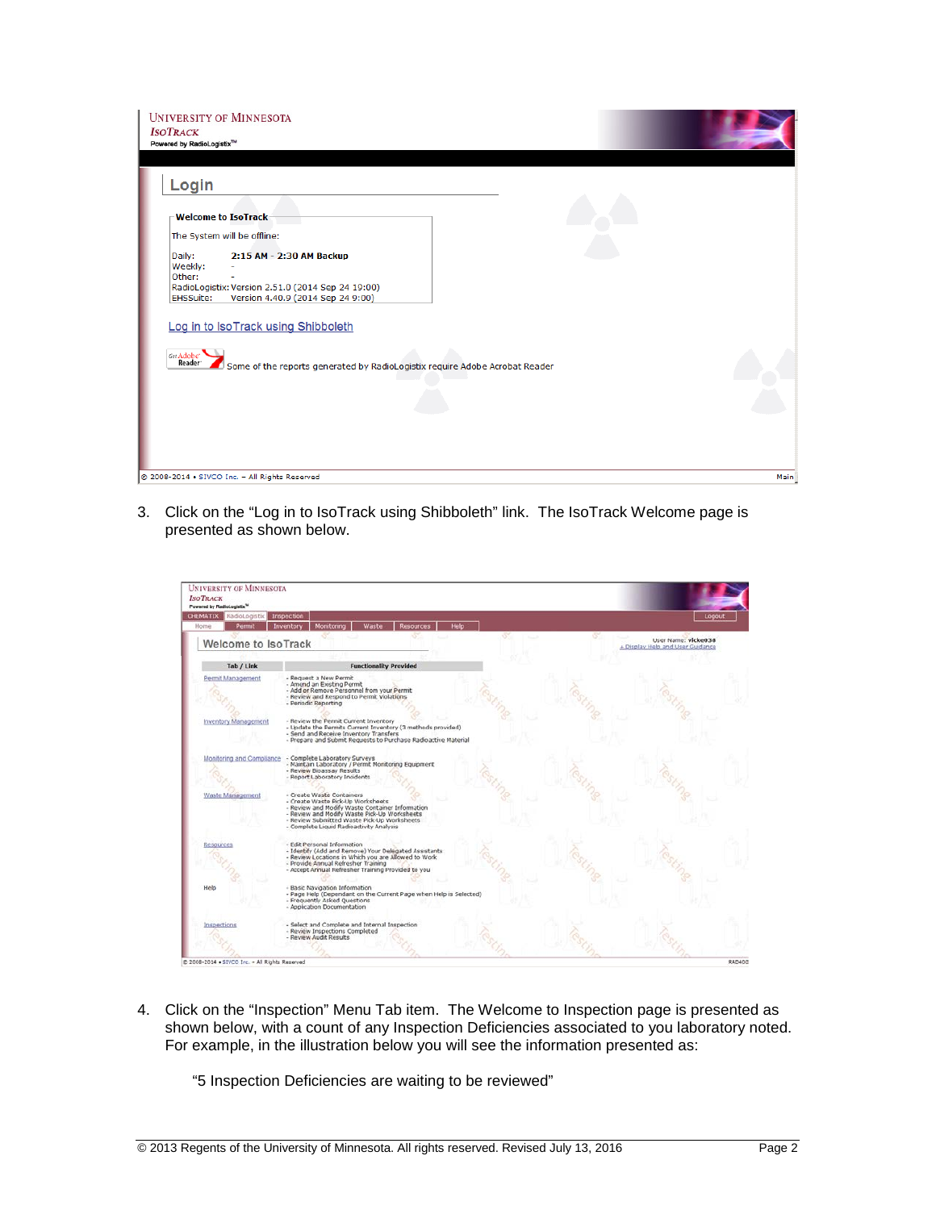3. Click on the “Log in to IsoTrack using Shibboleth” link. The IsoTrack Welcome page is presented as shown below.

4. Click on the “Inspection” Menu Tab item. The Welcome to Inspection page is presented as shown below, with a count of any Inspection Deficiencies associated to you laboratory noted. For example, in the illustration below you will see the information presented as:

   “5 Inspection Deficiencies are waiting to be reviewed”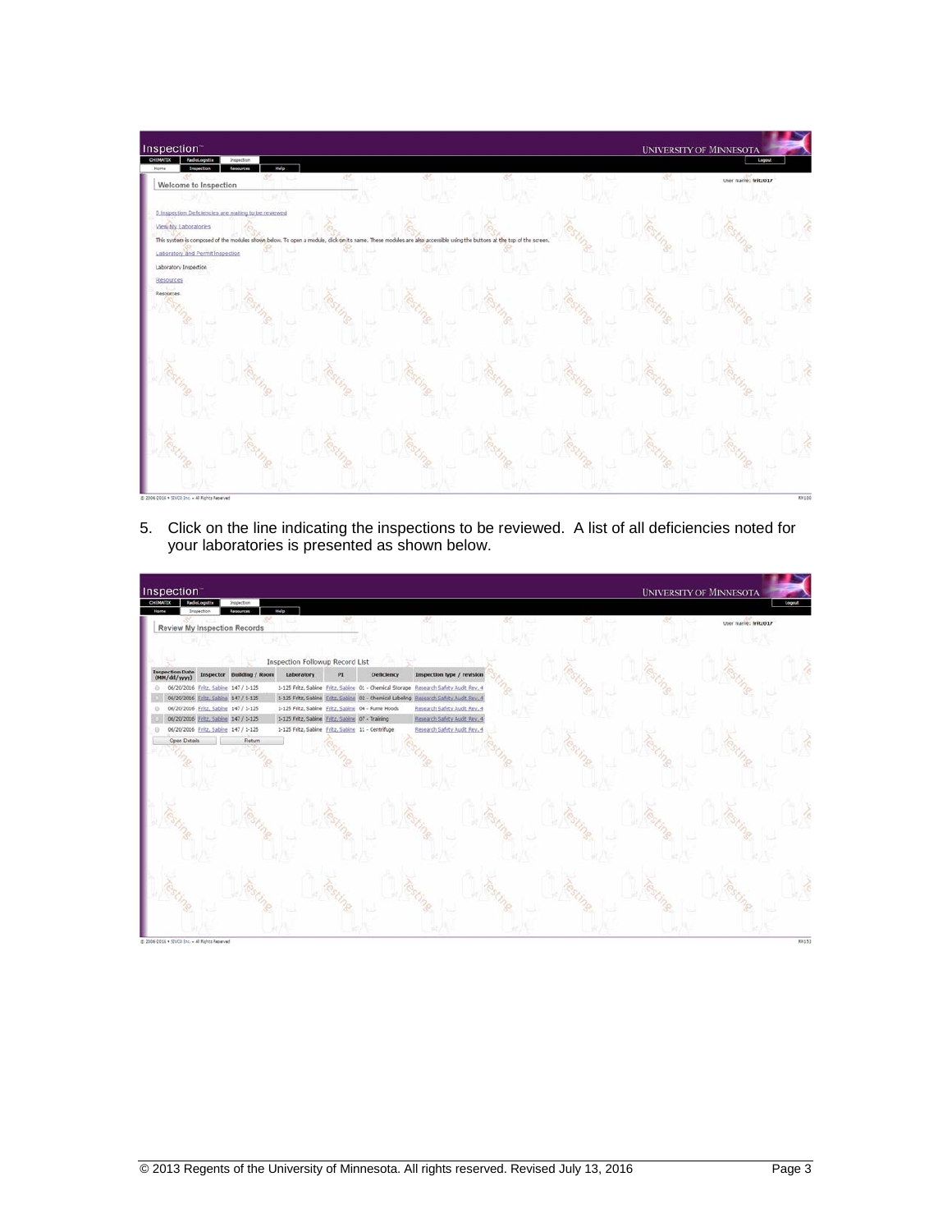5. Click on the line indicating the inspections to be reviewed. A list of all deficiencies noted for your laboratories is presented as shown below.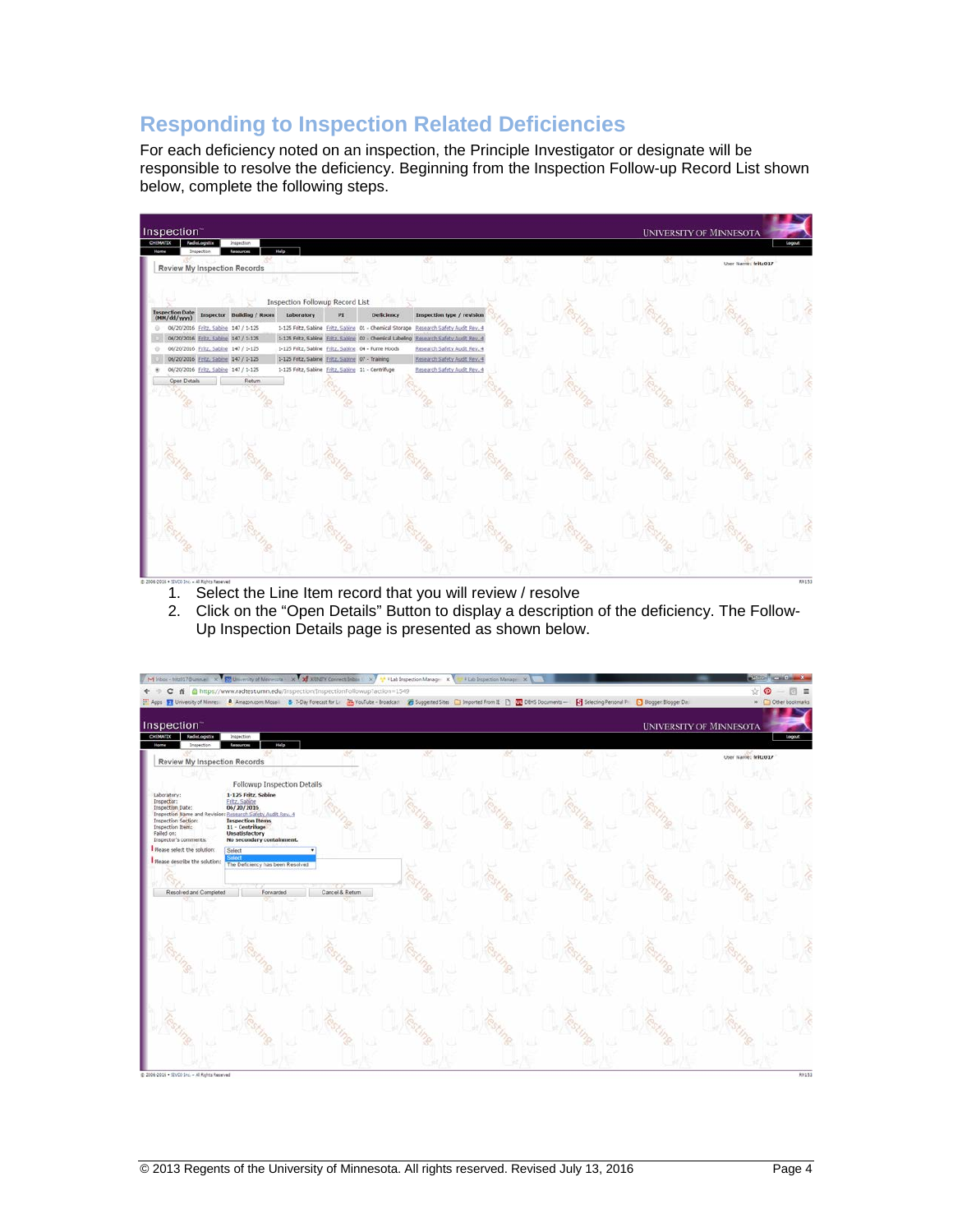## Responding to Inspection Related Deficiencies

For each deficiency noted on an inspection, the Principle Investigator or designate will be responsible to resolve the deficiency. Beginning from the Inspection Follow-up Record List shown below, complete the following steps.

1. Select the Line Item record that you will review / resolve
2. Click on the “Open Details” Button to display a description of the deficiency. The Follow-Up Inspection Details page is presented as shown below.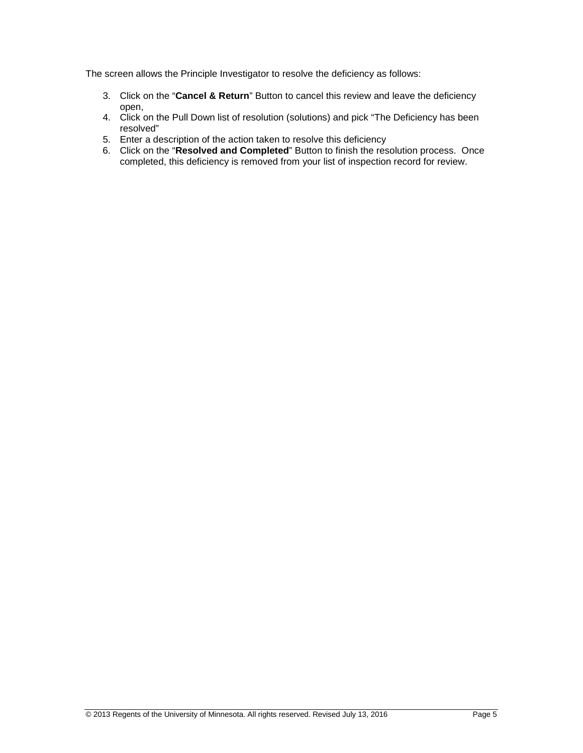The screen allows the Principle Investigator to resolve the deficiency as follows:

3. Click on the "**Cancel & Return**" Button to cancel this review and leave the deficiency open,
4. Click on the Pull Down list of resolution (solutions) and pick "The Deficiency has been resolved"
5. Enter a description of the action taken to resolve this deficiency
6. Click on the "**Resolved and Completed**" Button to finish the resolution process. Once completed, this deficiency is removed from your list of inspection record for review.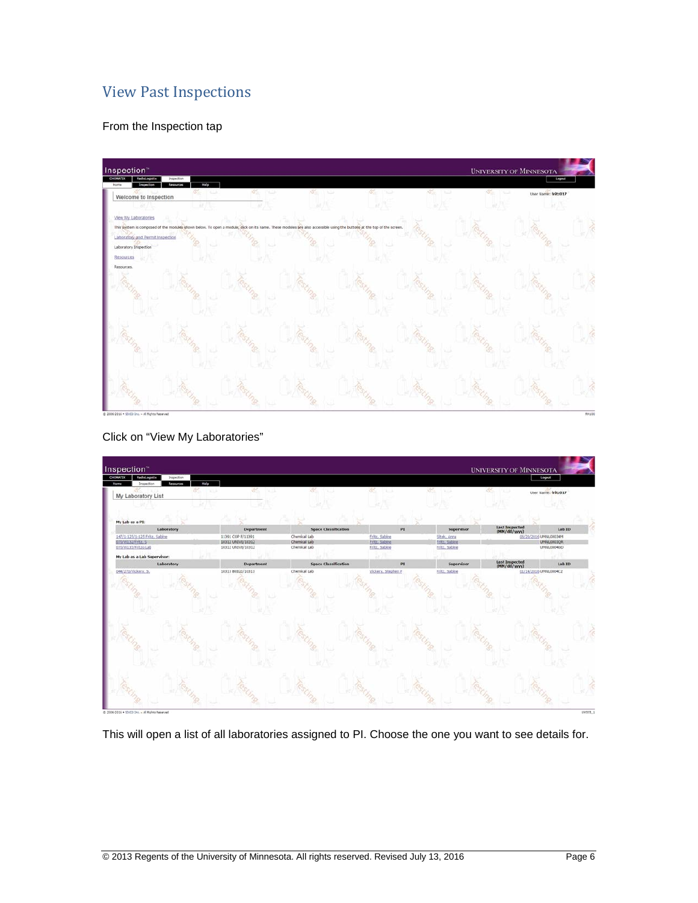## View Past Inspections

From the Inspection tap

Click on "View My Laboratories"

This will open a list of all laboratories assigned to PI. Choose the one you want to see details for.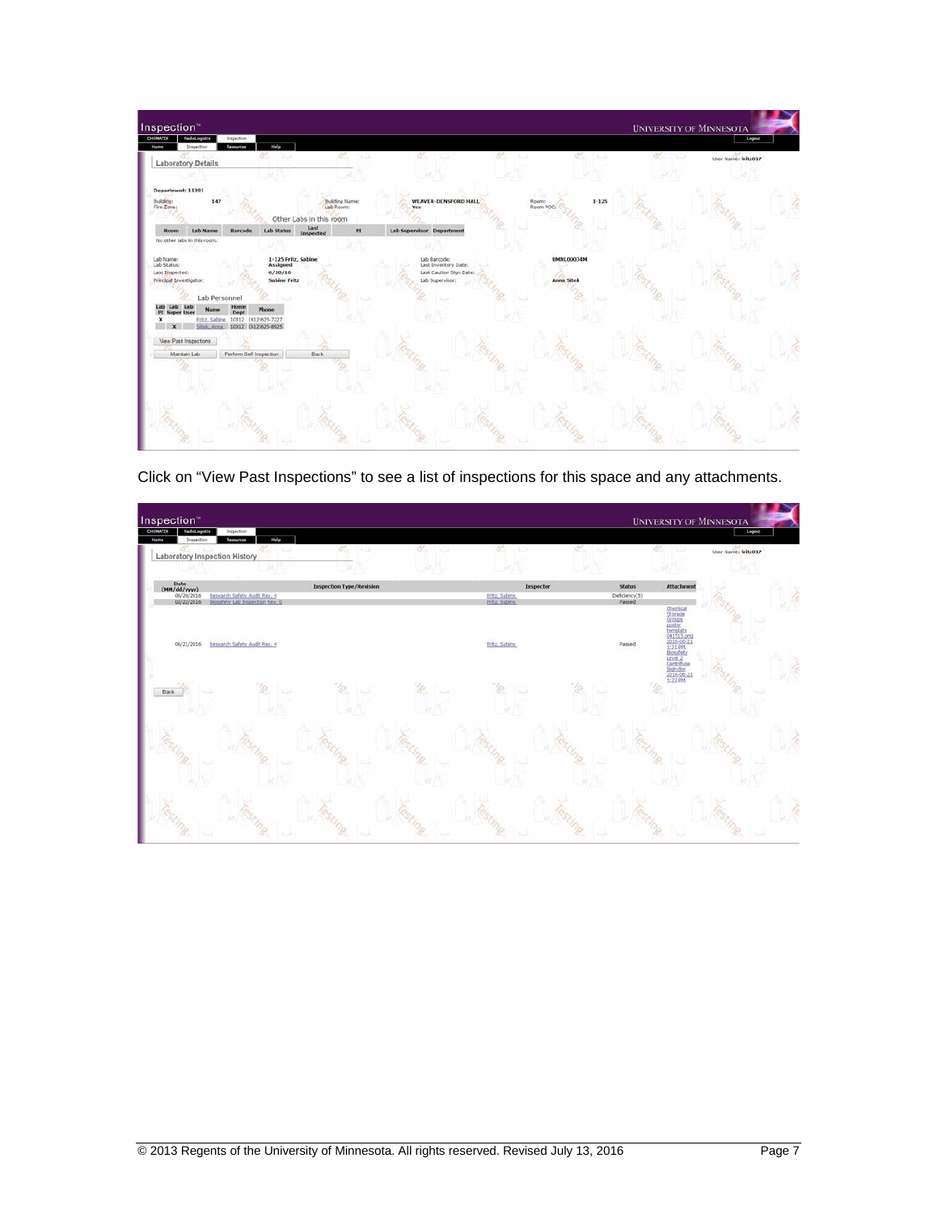Click on "View Past Inspections" to see a list of inspections for this space and any attachments.